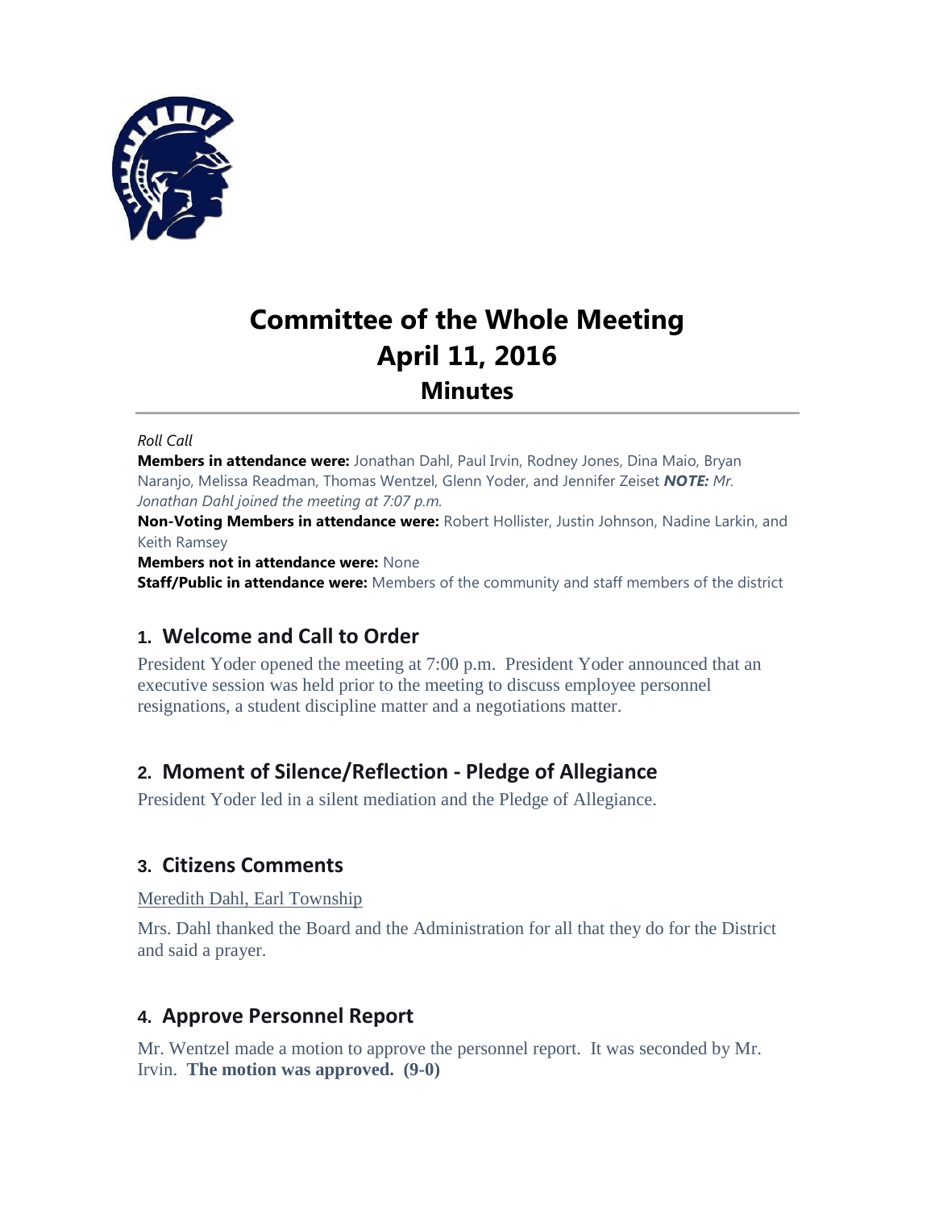# Committee of the Whole Meeting
# April 11, 2016
## Minutes

*Roll Call*

**Members in attendance were:** Jonathan Dahl, Paul Irvin, Rodney Jones, Dina Maio, Bryan Naranjo, Melissa Readman, Thomas Wentzel, Glenn Yoder, and Jennifer Zeiset ***NOTE:*** *Mr. Jonathan Dahl joined the meeting at 7:07 p.m.*

**Non-Voting Members in attendance were:** Robert Hollister, Justin Johnson, Nadine Larkin, and Keith Ramsey

**Members not in attendance were:** None

**Staff/Public in attendance were:** Members of the community and staff members of the district

## 1. Welcome and Call to Order

President Yoder opened the meeting at 7:00 p.m. President Yoder announced that an executive session was held prior to the meeting to discuss employee personnel resignations, a student discipline matter and a negotiations matter.

## 2. Moment of Silence/Reflection - Pledge of Allegiance

President Yoder led in a silent mediation and the Pledge of Allegiance.

## 3. Citizens Comments

Meredith Dahl, Earl Township

Mrs. Dahl thanked the Board and the Administration for all that they do for the District and said a prayer.

## 4. Approve Personnel Report

Mr. Wentzel made a motion to approve the personnel report. It was seconded by Mr. Irvin. **The motion was approved. (9-0)**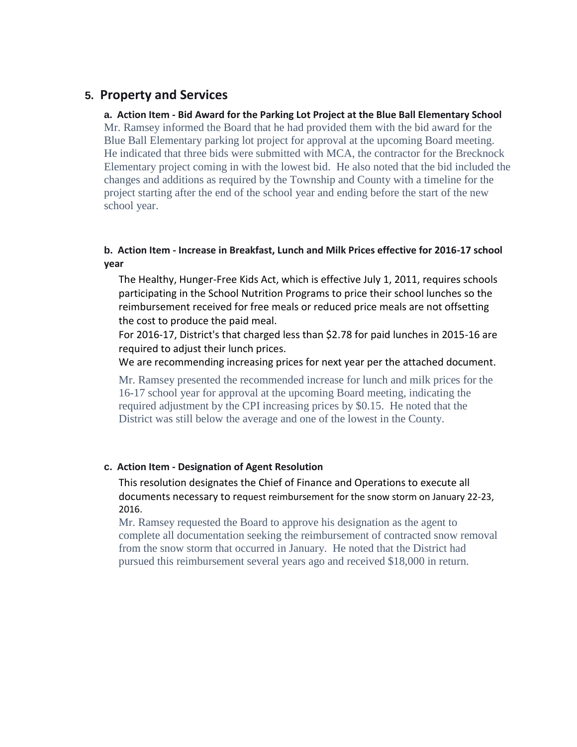## 5. Property and Services

**a. Action Item - Bid Award for the Parking Lot Project at the Blue Ball Elementary School**

Mr. Ramsey informed the Board that he had provided them with the bid award for the Blue Ball Elementary parking lot project for approval at the upcoming Board meeting. He indicated that three bids were submitted with MCA, the contractor for the Brecknock Elementary project coming in with the lowest bid. He also noted that the bid included the changes and additions as required by the Township and County with a timeline for the project starting after the end of the school year and ending before the start of the new school year.

**b. Action Item - Increase in Breakfast, Lunch and Milk Prices effective for 2016-17 school year**

The Healthy, Hunger-Free Kids Act, which is effective July 1, 2011, requires schools participating in the School Nutrition Programs to price their school lunches so the reimbursement received for free meals or reduced price meals are not offsetting the cost to produce the paid meal.

For 2016-17, District's that charged less than $2.78 for paid lunches in 2015-16 are required to adjust their lunch prices.

We are recommending increasing prices for next year per the attached document.

Mr. Ramsey presented the recommended increase for lunch and milk prices for the 16-17 school year for approval at the upcoming Board meeting, indicating the required adjustment by the CPI increasing prices by $0.15. He noted that the District was still below the average and one of the lowest in the County.

**c. Action Item - Designation of Agent Resolution**

This resolution designates the Chief of Finance and Operations to execute all documents necessary to request reimbursement for the snow storm on January 22-23, 2016.

Mr. Ramsey requested the Board to approve his designation as the agent to complete all documentation seeking the reimbursement of contracted snow removal from the snow storm that occurred in January. He noted that the District had pursued this reimbursement several years ago and received $18,000 in return.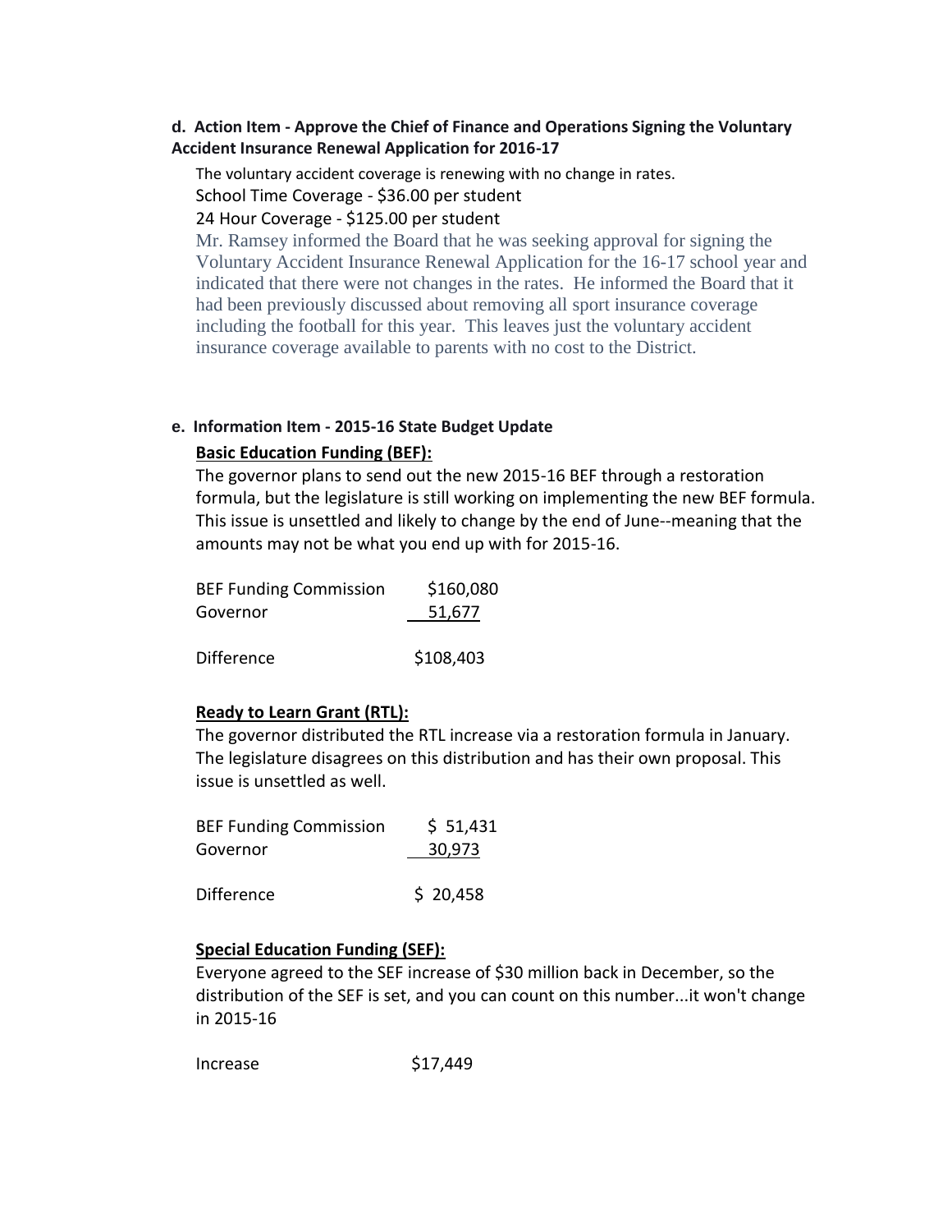**d. Action Item - Approve the Chief of Finance and Operations Signing the Voluntary Accident Insurance Renewal Application for 2016-17**

The voluntary accident coverage is renewing with no change in rates.

School Time Coverage - $36.00 per student

24 Hour Coverage - $125.00 per student

Mr. Ramsey informed the Board that he was seeking approval for signing the Voluntary Accident Insurance Renewal Application for the 16-17 school year and indicated that there were not changes in the rates. He informed the Board that it had been previously discussed about removing all sport insurance coverage including the football for this year. This leaves just the voluntary accident insurance coverage available to parents with no cost to the District.

**e. Information Item - 2015-16 State Budget Update**

**Basic Education Funding (BEF):**

The governor plans to send out the new 2015-16 BEF through a restoration formula, but the legislature is still working on implementing the new BEF formula. This issue is unsettled and likely to change by the end of June--meaning that the amounts may not be what you end up with for 2015-16.

| | |
|---|---|
| BEF Funding Commission | $160,080 |
| Governor | 51,677 |
| Difference | $108,403 |

**Ready to Learn Grant (RTL):**

The governor distributed the RTL increase via a restoration formula in January. The legislature disagrees on this distribution and has their own proposal. This issue is unsettled as well.

| | |
|---|---|
| BEF Funding Commission | $ 51,431 |
| Governor | 30,973 |
| Difference | $ 20,458 |

**Special Education Funding (SEF):**

Everyone agreed to the SEF increase of $30 million back in December, so the distribution of the SEF is set, and you can count on this number...it won't change in 2015-16

| | |
|---|---|
| Increase | $17,449 |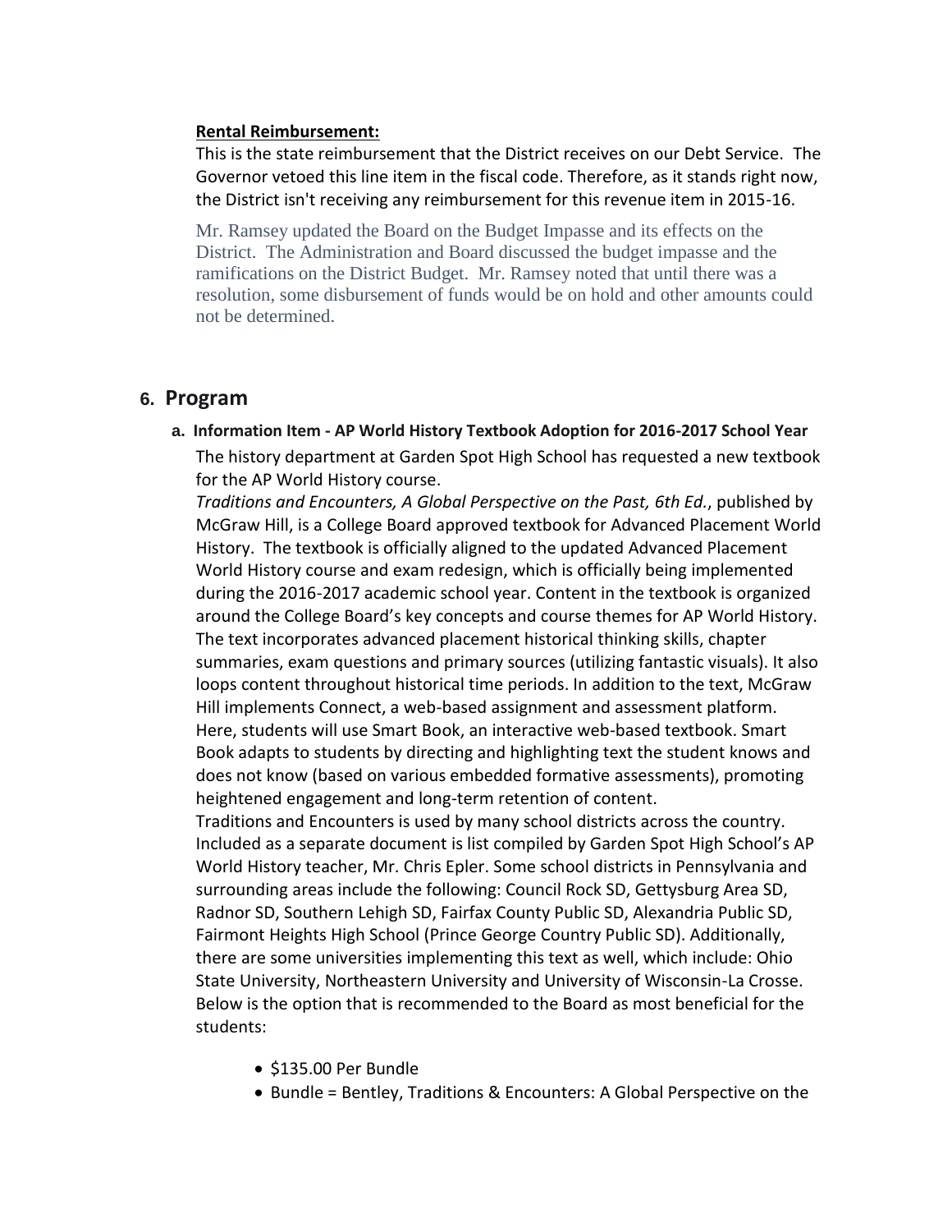**Rental Reimbursement:**

This is the state reimbursement that the District receives on our Debt Service. The Governor vetoed this line item in the fiscal code. Therefore, as it stands right now, the District isn't receiving any reimbursement for this revenue item in 2015-16.

Mr. Ramsey updated the Board on the Budget Impasse and its effects on the District. The Administration and Board discussed the budget impasse and the ramifications on the District Budget. Mr. Ramsey noted that until there was a resolution, some disbursement of funds would be on hold and other amounts could not be determined.

## 6. Program

### a. Information Item - AP World History Textbook Adoption for 2016-2017 School Year

The history department at Garden Spot High School has requested a new textbook for the AP World History course.

*Traditions and Encounters, A Global Perspective on the Past, 6th Ed.*, published by McGraw Hill, is a College Board approved textbook for Advanced Placement World History. The textbook is officially aligned to the updated Advanced Placement World History course and exam redesign, which is officially being implemented during the 2016-2017 academic school year. Content in the textbook is organized around the College Board's key concepts and course themes for AP World History. The text incorporates advanced placement historical thinking skills, chapter summaries, exam questions and primary sources (utilizing fantastic visuals). It also loops content throughout historical time periods. In addition to the text, McGraw Hill implements Connect, a web-based assignment and assessment platform. Here, students will use Smart Book, an interactive web-based textbook. Smart Book adapts to students by directing and highlighting text the student knows and does not know (based on various embedded formative assessments), promoting heightened engagement and long-term retention of content.

Traditions and Encounters is used by many school districts across the country. Included as a separate document is list compiled by Garden Spot High School's AP World History teacher, Mr. Chris Epler. Some school districts in Pennsylvania and surrounding areas include the following: Council Rock SD, Gettysburg Area SD, Radnor SD, Southern Lehigh SD, Fairfax County Public SD, Alexandria Public SD, Fairmont Heights High School (Prince George Country Public SD). Additionally, there are some universities implementing this text as well, which include: Ohio State University, Northeastern University and University of Wisconsin-La Crosse. Below is the option that is recommended to the Board as most beneficial for the students:

- $135.00 Per Bundle
- Bundle = Bentley, Traditions & Encounters: A Global Perspective on the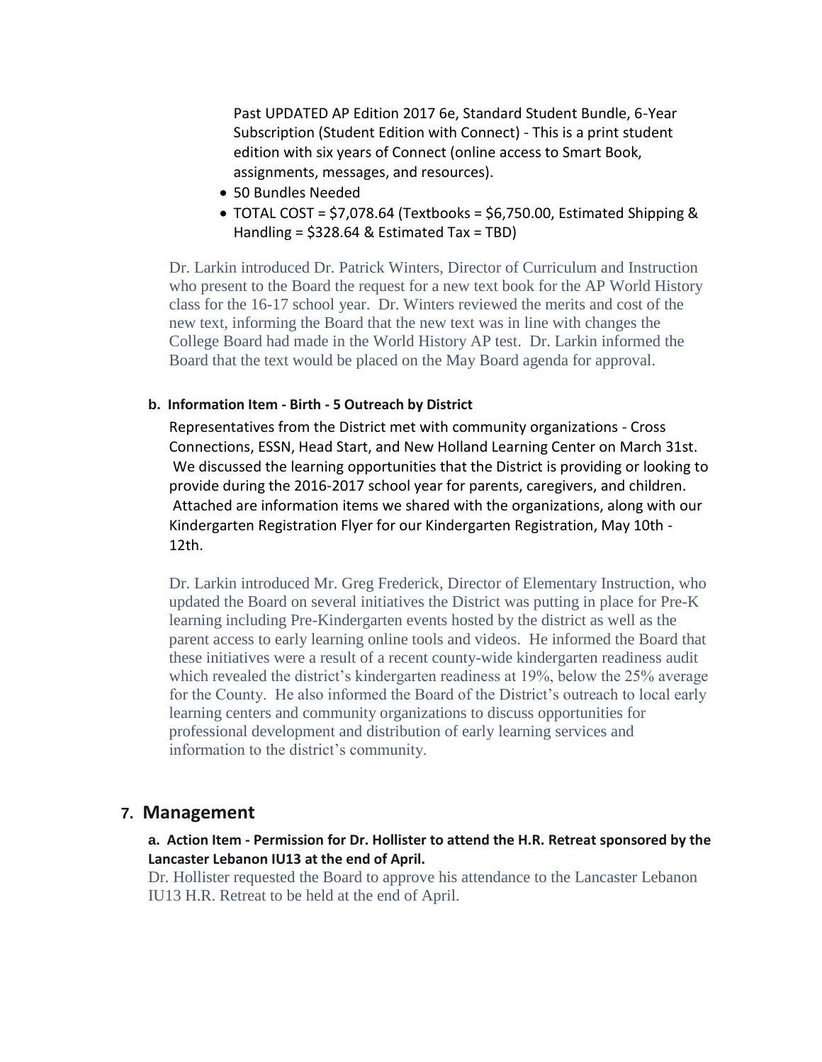Past UPDATED AP Edition 2017 6e, Standard Student Bundle, 6-Year Subscription (Student Edition with Connect) - This is a print student edition with six years of Connect (online access to Smart Book, assignments, messages, and resources).

- 50 Bundles Needed
- TOTAL COST = $7,078.64 (Textbooks = $6,750.00, Estimated Shipping & Handling = $328.64 & Estimated Tax = TBD)

Dr. Larkin introduced Dr. Patrick Winters, Director of Curriculum and Instruction who present to the Board the request for a new text book for the AP World History class for the 16-17 school year. Dr. Winters reviewed the merits and cost of the new text, informing the Board that the new text was in line with changes the College Board had made in the World History AP test. Dr. Larkin informed the Board that the text would be placed on the May Board agenda for approval.

**b. Information Item - Birth - 5 Outreach by District**

Representatives from the District met with community organizations - Cross Connections, ESSN, Head Start, and New Holland Learning Center on March 31st. We discussed the learning opportunities that the District is providing or looking to provide during the 2016-2017 school year for parents, caregivers, and children. Attached are information items we shared with the organizations, along with our Kindergarten Registration Flyer for our Kindergarten Registration, May 10th - 12th.

Dr. Larkin introduced Mr. Greg Frederick, Director of Elementary Instruction, who updated the Board on several initiatives the District was putting in place for Pre-K learning including Pre-Kindergarten events hosted by the district as well as the parent access to early learning online tools and videos. He informed the Board that these initiatives were a result of a recent county-wide kindergarten readiness audit which revealed the district's kindergarten readiness at 19%, below the 25% average for the County. He also informed the Board of the District's outreach to local early learning centers and community organizations to discuss opportunities for professional development and distribution of early learning services and information to the district's community.

## 7. Management

**a. Action Item - Permission for Dr. Hollister to attend the H.R. Retreat sponsored by the Lancaster Lebanon IU13 at the end of April.**

Dr. Hollister requested the Board to approve his attendance to the Lancaster Lebanon IU13 H.R. Retreat to be held at the end of April.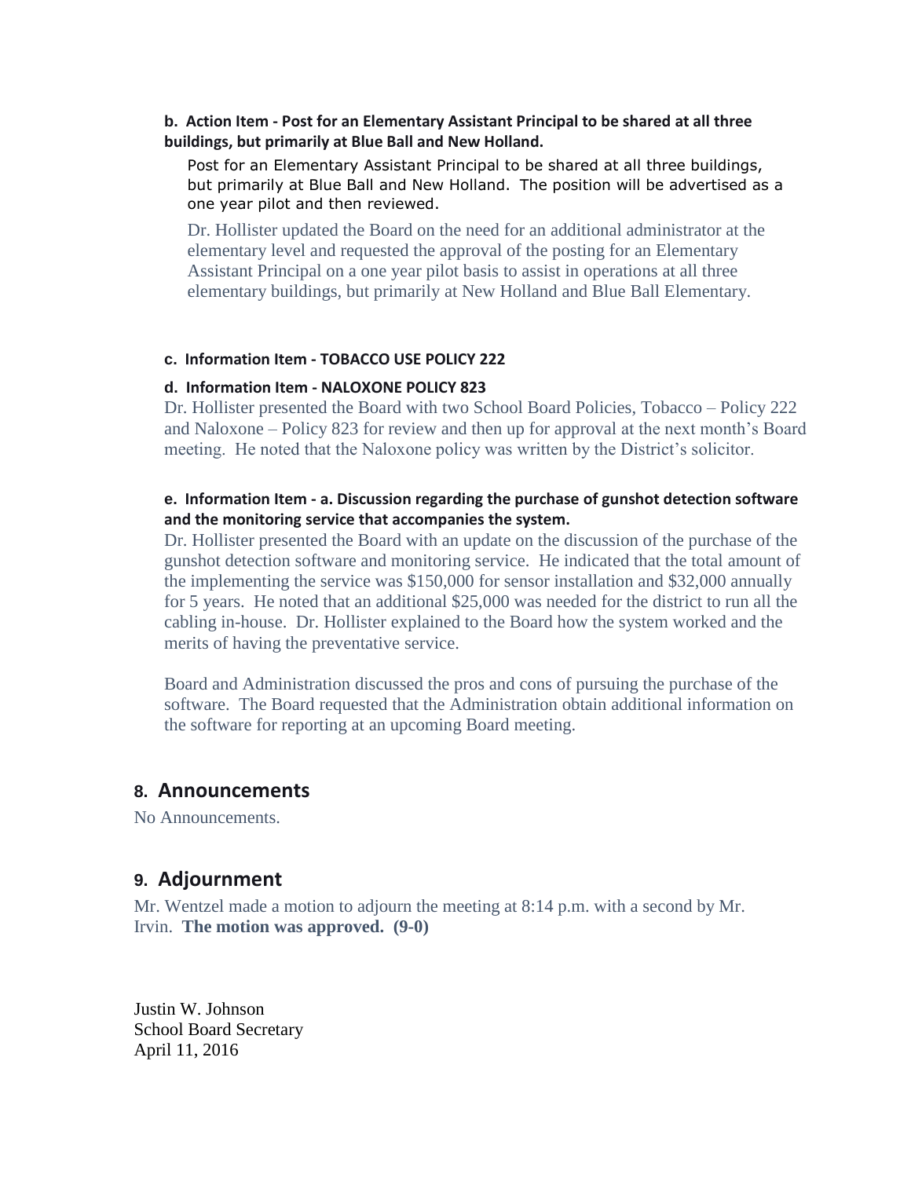**b. Action Item - Post for an Elementary Assistant Principal to be shared at all three buildings, but primarily at Blue Ball and New Holland.**

Post for an Elementary Assistant Principal to be shared at all three buildings, but primarily at Blue Ball and New Holland. The position will be advertised as a one year pilot and then reviewed.

Dr. Hollister updated the Board on the need for an additional administrator at the elementary level and requested the approval of the posting for an Elementary Assistant Principal on a one year pilot basis to assist in operations at all three elementary buildings, but primarily at New Holland and Blue Ball Elementary.

**c. Information Item - TOBACCO USE POLICY 222**

**d. Information Item - NALOXONE POLICY 823**

Dr. Hollister presented the Board with two School Board Policies, Tobacco – Policy 222 and Naloxone – Policy 823 for review and then up for approval at the next month's Board meeting. He noted that the Naloxone policy was written by the District's solicitor.

**e. Information Item - a. Discussion regarding the purchase of gunshot detection software and the monitoring service that accompanies the system.**

Dr. Hollister presented the Board with an update on the discussion of the purchase of the gunshot detection software and monitoring service. He indicated that the total amount of the implementing the service was $150,000 for sensor installation and $32,000 annually for 5 years. He noted that an additional $25,000 was needed for the district to run all the cabling in-house. Dr. Hollister explained to the Board how the system worked and the merits of having the preventative service.

Board and Administration discussed the pros and cons of pursuing the purchase of the software. The Board requested that the Administration obtain additional information on the software for reporting at an upcoming Board meeting.

## 8. Announcements

No Announcements.

## 9. Adjournment

Mr. Wentzel made a motion to adjourn the meeting at 8:14 p.m. with a second by Mr. Irvin. **The motion was approved. (9-0)**

Justin W. Johnson
School Board Secretary
April 11, 2016